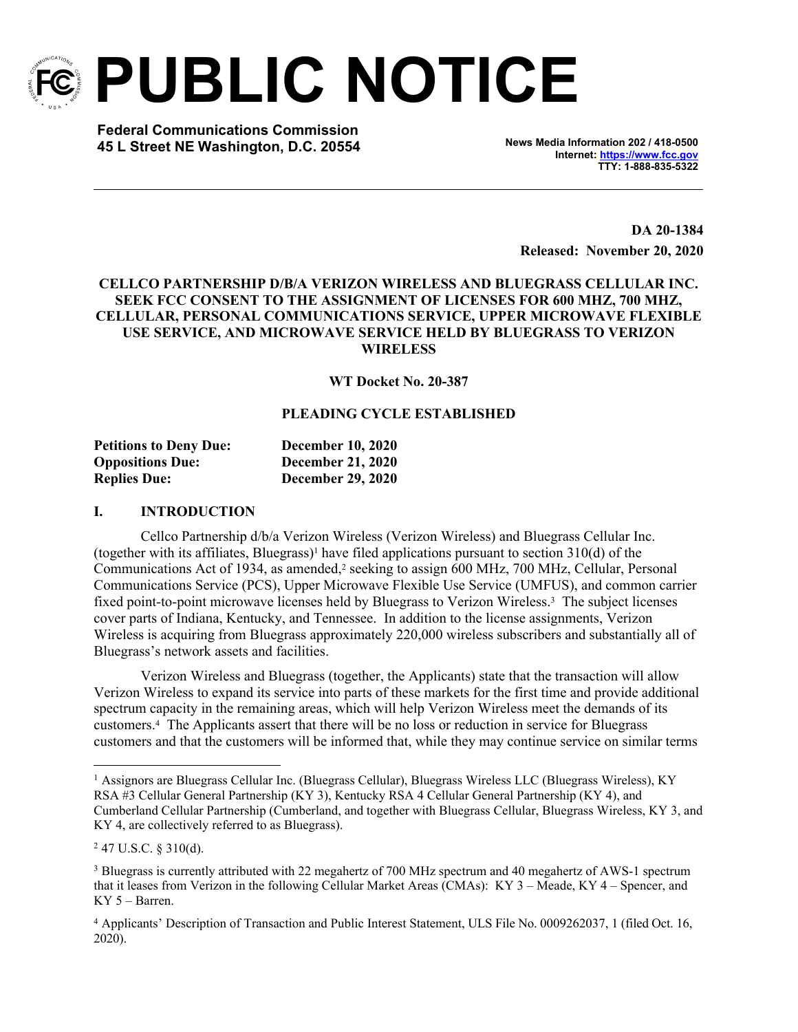# PUBLIC NOTICE

**Federal Communications Commission**
**45 L Street NE Washington, D.C. 20554**

**News Media Information 202 / 418-0500**
**Internet: https://www.fcc.gov**
**TTY: 1-888-835-5322**

**DA 20-1384**
**Released: November 20, 2020**

**CELLCO PARTNERSHIP D/B/A VERIZON WIRELESS AND BLUEGRASS CELLULAR INC. SEEK FCC CONSENT TO THE ASSIGNMENT OF LICENSES FOR 600 MHZ, 700 MHZ, CELLULAR, PERSONAL COMMUNICATIONS SERVICE, UPPER MICROWAVE FLEXIBLE USE SERVICE, AND MICROWAVE SERVICE HELD BY BLUEGRASS TO VERIZON WIRELESS**

**WT Docket No. 20-387**

**PLEADING CYCLE ESTABLISHED**

| | |
|---|---|
| **Petitions to Deny Due:** | **December 10, 2020** |
| **Oppositions Due:** | **December 21, 2020** |
| **Replies Due:** | **December 29, 2020** |

## I. INTRODUCTION

Cellco Partnership d/b/a Verizon Wireless (Verizon Wireless) and Bluegrass Cellular Inc. (together with its affiliates, Bluegrass)[1] have filed applications pursuant to section 310(d) of the Communications Act of 1934, as amended,[2] seeking to assign 600 MHz, 700 MHz, Cellular, Personal Communications Service (PCS), Upper Microwave Flexible Use Service (UMFUS), and common carrier fixed point-to-point microwave licenses held by Bluegrass to Verizon Wireless.[3] The subject licenses cover parts of Indiana, Kentucky, and Tennessee. In addition to the license assignments, Verizon Wireless is acquiring from Bluegrass approximately 220,000 wireless subscribers and substantially all of Bluegrass's network assets and facilities.

Verizon Wireless and Bluegrass (together, the Applicants) state that the transaction will allow Verizon Wireless to expand its service into parts of these markets for the first time and provide additional spectrum capacity in the remaining areas, which will help Verizon Wireless meet the demands of its customers.[4] The Applicants assert that there will be no loss or reduction in service for Bluegrass customers and that the customers will be informed that, while they may continue service on similar terms

---

[1] Assignors are Bluegrass Cellular Inc. (Bluegrass Cellular), Bluegrass Wireless LLC (Bluegrass Wireless), KY RSA #3 Cellular General Partnership (KY 3), Kentucky RSA 4 Cellular General Partnership (KY 4), and Cumberland Cellular Partnership (Cumberland, and together with Bluegrass Cellular, Bluegrass Wireless, KY 3, and KY 4, are collectively referred to as Bluegrass).

[2] 47 U.S.C. § 310(d).

[3] Bluegrass is currently attributed with 22 megahertz of 700 MHz spectrum and 40 megahertz of AWS-1 spectrum that it leases from Verizon in the following Cellular Market Areas (CMAs): KY 3 – Meade, KY 4 – Spencer, and KY 5 – Barren.

[4] Applicants' Description of Transaction and Public Interest Statement, ULS File No. 0009262037, 1 (filed Oct. 16, 2020).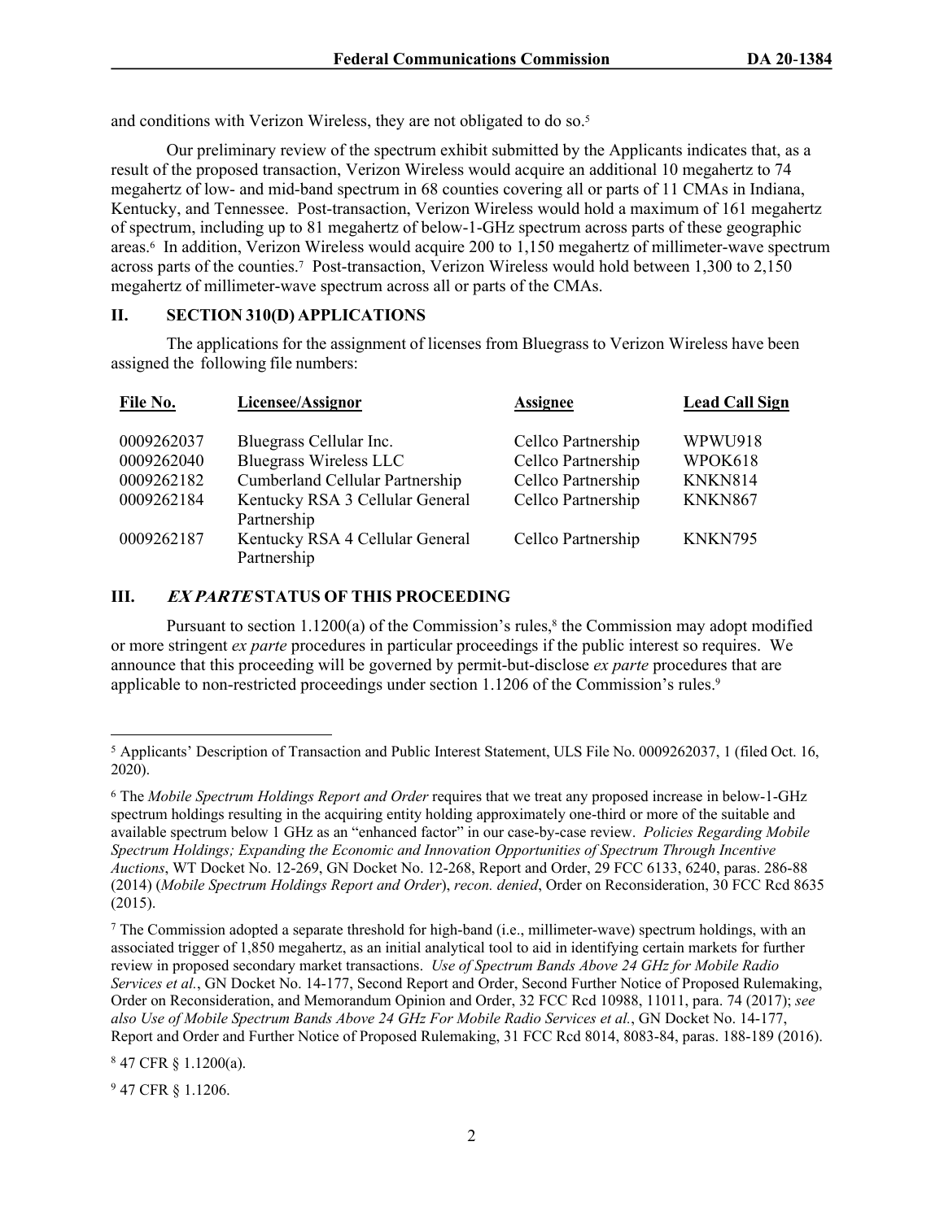and conditions with Verizon Wireless, they are not obligated to do so.[5]

Our preliminary review of the spectrum exhibit submitted by the Applicants indicates that, as a result of the proposed transaction, Verizon Wireless would acquire an additional 10 megahertz to 74 megahertz of low- and mid-band spectrum in 68 counties covering all or parts of 11 CMAs in Indiana, Kentucky, and Tennessee. Post-transaction, Verizon Wireless would hold a maximum of 161 megahertz of spectrum, including up to 81 megahertz of below-1-GHz spectrum across parts of these geographic areas.[6] In addition, Verizon Wireless would acquire 200 to 1,150 megahertz of millimeter-wave spectrum across parts of the counties.[7] Post-transaction, Verizon Wireless would hold between 1,300 to 2,150 megahertz of millimeter-wave spectrum across all or parts of the CMAs.

## II. SECTION 310(D) APPLICATIONS

The applications for the assignment of licenses from Bluegrass to Verizon Wireless have been assigned the following file numbers:

| File No. | Licensee/Assignor | Assignee | Lead Call Sign |
|---|---|---|---|
| 0009262037 | Bluegrass Cellular Inc. | Cellco Partnership | WPWU918 |
| 0009262040 | Bluegrass Wireless LLC | Cellco Partnership | WPOK618 |
| 0009262182 | Cumberland Cellular Partnership | Cellco Partnership | KNKN814 |
| 0009262184 | Kentucky RSA 3 Cellular General Partnership | Cellco Partnership | KNKN867 |
| 0009262187 | Kentucky RSA 4 Cellular General Partnership | Cellco Partnership | KNKN795 |

## III. *EX PARTE* STATUS OF THIS PROCEEDING

Pursuant to section 1.1200(a) of the Commission's rules,[8] the Commission may adopt modified or more stringent *ex parte* procedures in particular proceedings if the public interest so requires. We announce that this proceeding will be governed by permit-but-disclose *ex parte* procedures that are applicable to non-restricted proceedings under section 1.1206 of the Commission's rules.[9]

---

[5] Applicants' Description of Transaction and Public Interest Statement, ULS File No. 0009262037, 1 (filed Oct. 16, 2020).

[6] The *Mobile Spectrum Holdings Report and Order* requires that we treat any proposed increase in below-1-GHz spectrum holdings resulting in the acquiring entity holding approximately one-third or more of the suitable and available spectrum below 1 GHz as an "enhanced factor" in our case-by-case review. *Policies Regarding Mobile Spectrum Holdings; Expanding the Economic and Innovation Opportunities of Spectrum Through Incentive Auctions*, WT Docket No. 12-269, GN Docket No. 12-268, Report and Order, 29 FCC Rcd 6133, 6240, paras. 286-88 (2014) (*Mobile Spectrum Holdings Report and Order*), *recon. denied*, Order on Reconsideration, 30 FCC Rcd 8635 (2015).

[7] The Commission adopted a separate threshold for high-band (i.e., millimeter-wave) spectrum holdings, with an associated trigger of 1,850 megahertz, as an initial analytical tool to aid in identifying certain markets for further review in proposed secondary market transactions. *Use of Spectrum Bands Above 24 GHz for Mobile Radio Services et al.*, GN Docket No. 14-177, Second Report and Order, Second Further Notice of Proposed Rulemaking, Order on Reconsideration, and Memorandum Opinion and Order, 32 FCC Rcd 10988, 11011, para. 74 (2017); *see also Use of Mobile Spectrum Bands Above 24 GHz For Mobile Radio Services et al.*, GN Docket No. 14-177, Report and Order and Further Notice of Proposed Rulemaking, 31 FCC Rcd 8014, 8083-84, paras. 188-189 (2016).

[8] 47 CFR § 1.1200(a).

[9] 47 CFR § 1.1206.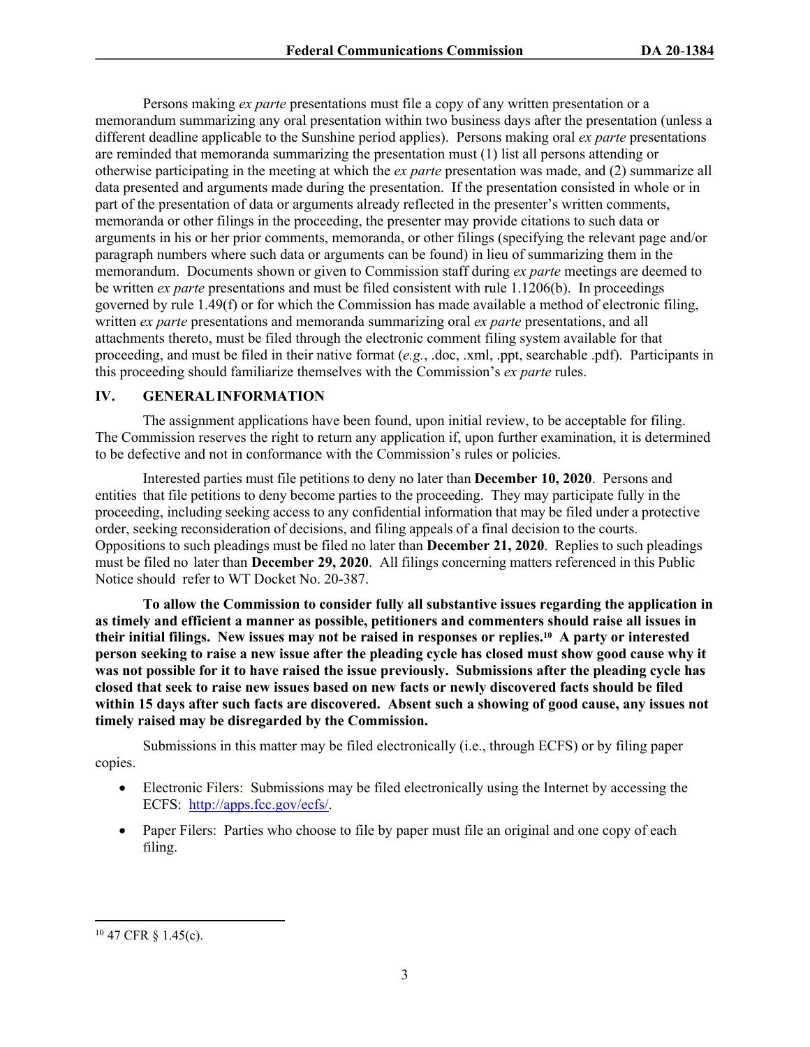Persons making *ex parte* presentations must file a copy of any written presentation or a memorandum summarizing any oral presentation within two business days after the presentation (unless a different deadline applicable to the Sunshine period applies). Persons making oral *ex parte* presentations are reminded that memoranda summarizing the presentation must (1) list all persons attending or otherwise participating in the meeting at which the *ex parte* presentation was made, and (2) summarize all data presented and arguments made during the presentation. If the presentation consisted in whole or in part of the presentation of data or arguments already reflected in the presenter's written comments, memoranda or other filings in the proceeding, the presenter may provide citations to such data or arguments in his or her prior comments, memoranda, or other filings (specifying the relevant page and/or paragraph numbers where such data or arguments can be found) in lieu of summarizing them in the memorandum. Documents shown or given to Commission staff during *ex parte* meetings are deemed to be written *ex parte* presentations and must be filed consistent with rule 1.1206(b). In proceedings governed by rule 1.49(f) or for which the Commission has made available a method of electronic filing, written *ex parte* presentations and memoranda summarizing oral *ex parte* presentations, and all attachments thereto, must be filed through the electronic comment filing system available for that proceeding, and must be filed in their native format (*e.g.*, .doc, .xml, .ppt, searchable .pdf). Participants in this proceeding should familiarize themselves with the Commission's *ex parte* rules.

## IV. GENERAL INFORMATION

The assignment applications have been found, upon initial review, to be acceptable for filing. The Commission reserves the right to return any application if, upon further examination, it is determined to be defective and not in conformance with the Commission's rules or policies.

Interested parties must file petitions to deny no later than **December 10, 2020**. Persons and entities that file petitions to deny become parties to the proceeding. They may participate fully in the proceeding, including seeking access to any confidential information that may be filed under a protective order, seeking reconsideration of decisions, and filing appeals of a final decision to the courts. Oppositions to such pleadings must be filed no later than **December 21, 2020**. Replies to such pleadings must be filed no later than **December 29, 2020**. All filings concerning matters referenced in this Public Notice should refer to WT Docket No. 20-387.

**To allow the Commission to consider fully all substantive issues regarding the application in as timely and efficient a manner as possible, petitioners and commenters should raise all issues in their initial filings. New issues may not be raised in responses or replies.[10] A party or interested person seeking to raise a new issue after the pleading cycle has closed must show good cause why it was not possible for it to have raised the issue previously. Submissions after the pleading cycle has closed that seek to raise new issues based on new facts or newly discovered facts should be filed within 15 days after such facts are discovered. Absent such a showing of good cause, any issues not timely raised may be disregarded by the Commission.**

Submissions in this matter may be filed electronically (i.e., through ECFS) or by filing paper copies.

- Electronic Filers: Submissions may be filed electronically using the Internet by accessing the ECFS: http://apps.fcc.gov/ecfs/.
- Paper Filers: Parties who choose to file by paper must file an original and one copy of each filing.

---

[10] 47 CFR § 1.45(c).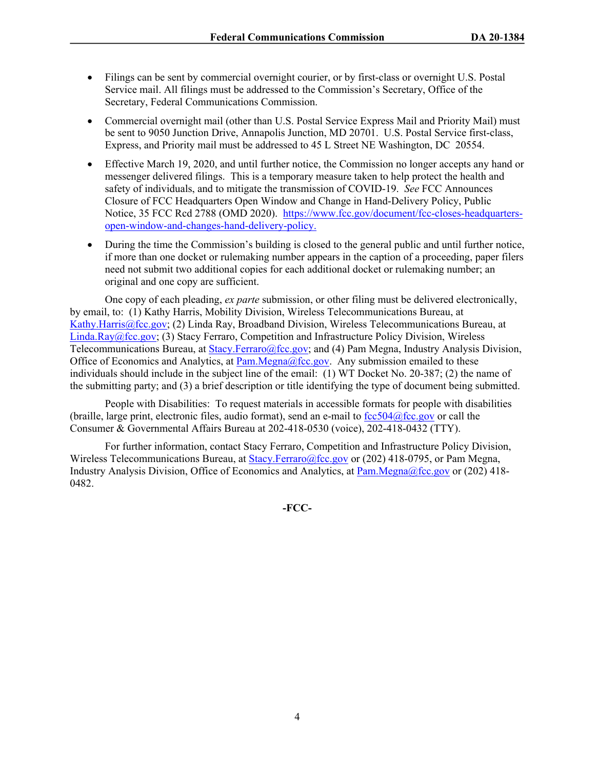- Filings can be sent by commercial overnight courier, or by first-class or overnight U.S. Postal Service mail. All filings must be addressed to the Commission's Secretary, Office of the Secretary, Federal Communications Commission.

- Commercial overnight mail (other than U.S. Postal Service Express Mail and Priority Mail) must be sent to 9050 Junction Drive, Annapolis Junction, MD 20701. U.S. Postal Service first-class, Express, and Priority mail must be addressed to 45 L Street NE Washington, DC 20554.

- Effective March 19, 2020, and until further notice, the Commission no longer accepts any hand or messenger delivered filings. This is a temporary measure taken to help protect the health and safety of individuals, and to mitigate the transmission of COVID-19. *See* FCC Announces Closure of FCC Headquarters Open Window and Change in Hand-Delivery Policy, Public Notice, 35 FCC Rcd 2788 (OMD 2020). https://www.fcc.gov/document/fcc-closes-headquarters-open-window-and-changes-hand-delivery-policy.

- During the time the Commission's building is closed to the general public and until further notice, if more than one docket or rulemaking number appears in the caption of a proceeding, paper filers need not submit two additional copies for each additional docket or rulemaking number; an original and one copy are sufficient.

One copy of each pleading, *ex parte* submission, or other filing must be delivered electronically, by email, to: (1) Kathy Harris, Mobility Division, Wireless Telecommunications Bureau, at Kathy.Harris@fcc.gov; (2) Linda Ray, Broadband Division, Wireless Telecommunications Bureau, at Linda.Ray@fcc.gov; (3) Stacy Ferraro, Competition and Infrastructure Policy Division, Wireless Telecommunications Bureau, at Stacy.Ferraro@fcc.gov; and (4) Pam Megna, Industry Analysis Division, Office of Economics and Analytics, at Pam.Megna@fcc.gov. Any submission emailed to these individuals should include in the subject line of the email: (1) WT Docket No. 20-387; (2) the name of the submitting party; and (3) a brief description or title identifying the type of document being submitted.

People with Disabilities: To request materials in accessible formats for people with disabilities (braille, large print, electronic files, audio format), send an e-mail to fcc504@fcc.gov or call the Consumer & Governmental Affairs Bureau at 202-418-0530 (voice), 202-418-0432 (TTY).

For further information, contact Stacy Ferraro, Competition and Infrastructure Policy Division, Wireless Telecommunications Bureau, at Stacy.Ferraro@fcc.gov or (202) 418-0795, or Pam Megna, Industry Analysis Division, Office of Economics and Analytics, at Pam.Megna@fcc.gov or (202) 418-0482.

**-FCC-**